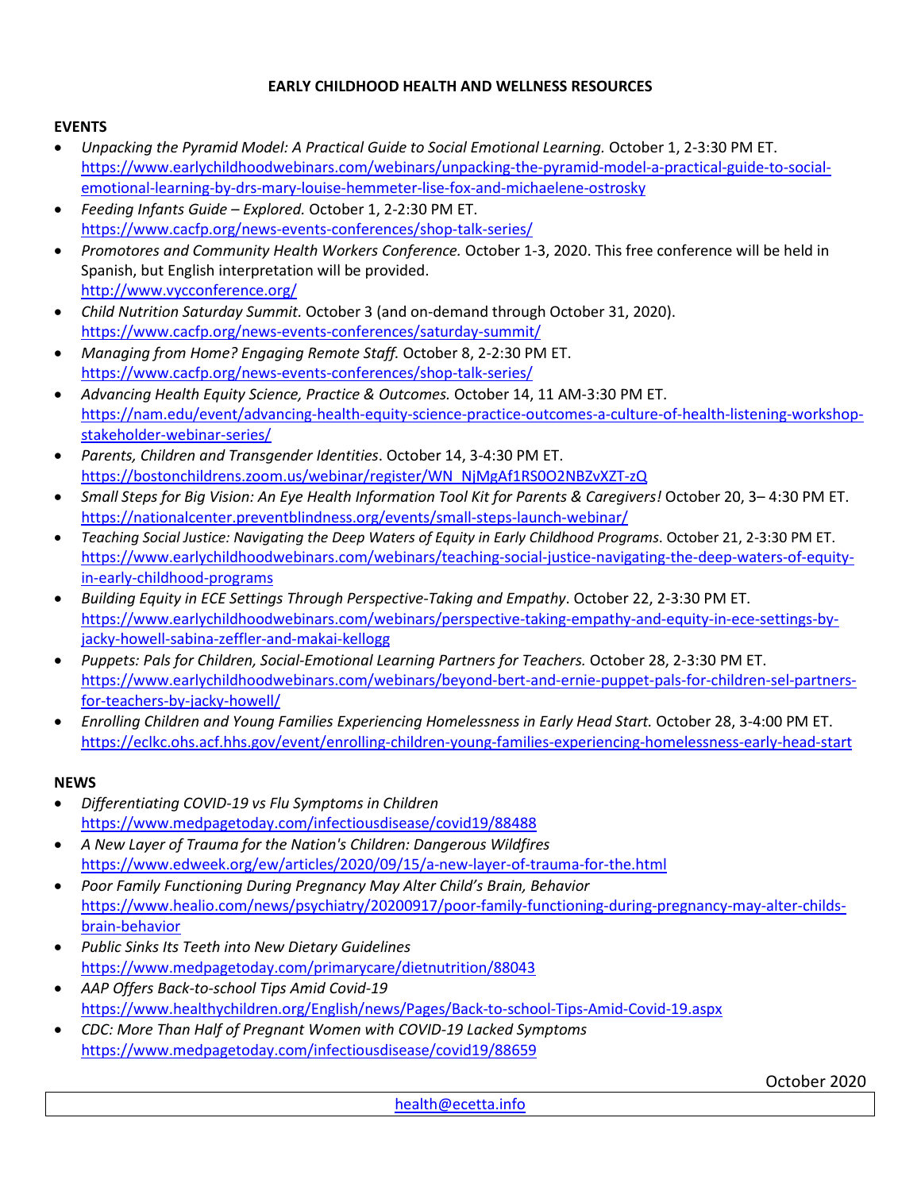# EARLY CHILDHOOD HEALTH AND WELLNESS RESOURCES

## EVENTS

- *Unpacking the Pyramid Model: A Practical Guide to Social Emotional Learning.* October 1, 2-3:30 PM ET. https://www.earlychildhoodwebinars.com/webinars/unpacking-the-pyramid-model-a-practical-guide-to-social-emotional-learning-by-drs-mary-louise-hemmeter-lise-fox-and-michaelene-ostrosky
- *Feeding Infants Guide – Explored.* October 1, 2-2:30 PM ET. https://www.cacfp.org/news-events-conferences/shop-talk-series/
- *Promotores and Community Health Workers Conference.* October 1-3, 2020. This free conference will be held in Spanish, but English interpretation will be provided. http://www.vycconference.org/
- *Child Nutrition Saturday Summit.* October 3 (and on-demand through October 31, 2020). https://www.cacfp.org/news-events-conferences/saturday-summit/
- *Managing from Home? Engaging Remote Staff.* October 8, 2-2:30 PM ET. https://www.cacfp.org/news-events-conferences/shop-talk-series/
- *Advancing Health Equity Science, Practice & Outcomes.* October 14, 11 AM-3:30 PM ET. https://nam.edu/event/advancing-health-equity-science-practice-outcomes-a-culture-of-health-listening-workshop-stakeholder-webinar-series/
- *Parents, Children and Transgender Identities*. October 14, 3-4:30 PM ET. https://bostonchildrens.zoom.us/webinar/register/WN_NjMgAf1RS0O2NBZvXZT-zQ
- *Small Steps for Big Vision: An Eye Health Information Tool Kit for Parents & Caregivers!* October 20, 3– 4:30 PM ET. https://nationalcenter.preventblindness.org/events/small-steps-launch-webinar/
- *Teaching Social Justice: Navigating the Deep Waters of Equity in Early Childhood Programs*. October 21, 2-3:30 PM ET. https://www.earlychildhoodwebinars.com/webinars/teaching-social-justice-navigating-the-deep-waters-of-equity-in-early-childhood-programs
- *Building Equity in ECE Settings Through Perspective-Taking and Empathy*. October 22, 2-3:30 PM ET. https://www.earlychildhoodwebinars.com/webinars/perspective-taking-empathy-and-equity-in-ece-settings-by-jacky-howell-sabina-zeffler-and-makai-kellogg
- *Puppets: Pals for Children, Social-Emotional Learning Partners for Teachers.* October 28, 2-3:30 PM ET. https://www.earlychildhoodwebinars.com/webinars/beyond-bert-and-ernie-puppet-pals-for-children-sel-partners-for-teachers-by-jacky-howell/
- *Enrolling Children and Young Families Experiencing Homelessness in Early Head Start.* October 28, 3-4:00 PM ET. https://eclkc.ohs.acf.hhs.gov/event/enrolling-children-young-families-experiencing-homelessness-early-head-start

## NEWS

- *Differentiating COVID-19 vs Flu Symptoms in Children* https://www.medpagetoday.com/infectiousdisease/covid19/88488
- *A New Layer of Trauma for the Nation's Children: Dangerous Wildfires* https://www.edweek.org/ew/articles/2020/09/15/a-new-layer-of-trauma-for-the.html
- *Poor Family Functioning During Pregnancy May Alter Child's Brain, Behavior* https://www.healio.com/news/psychiatry/20200917/poor-family-functioning-during-pregnancy-may-alter-childs-brain-behavior
- *Public Sinks Its Teeth into New Dietary Guidelines* https://www.medpagetoday.com/primarycare/dietnutrition/88043
- *AAP Offers Back-to-school Tips Amid Covid-19* https://www.healthychildren.org/English/news/Pages/Back-to-school-Tips-Amid-Covid-19.aspx
- *CDC: More Than Half of Pregnant Women with COVID-19 Lacked Symptoms* https://www.medpagetoday.com/infectiousdisease/covid19/88659

October 2020

health@ecetta.info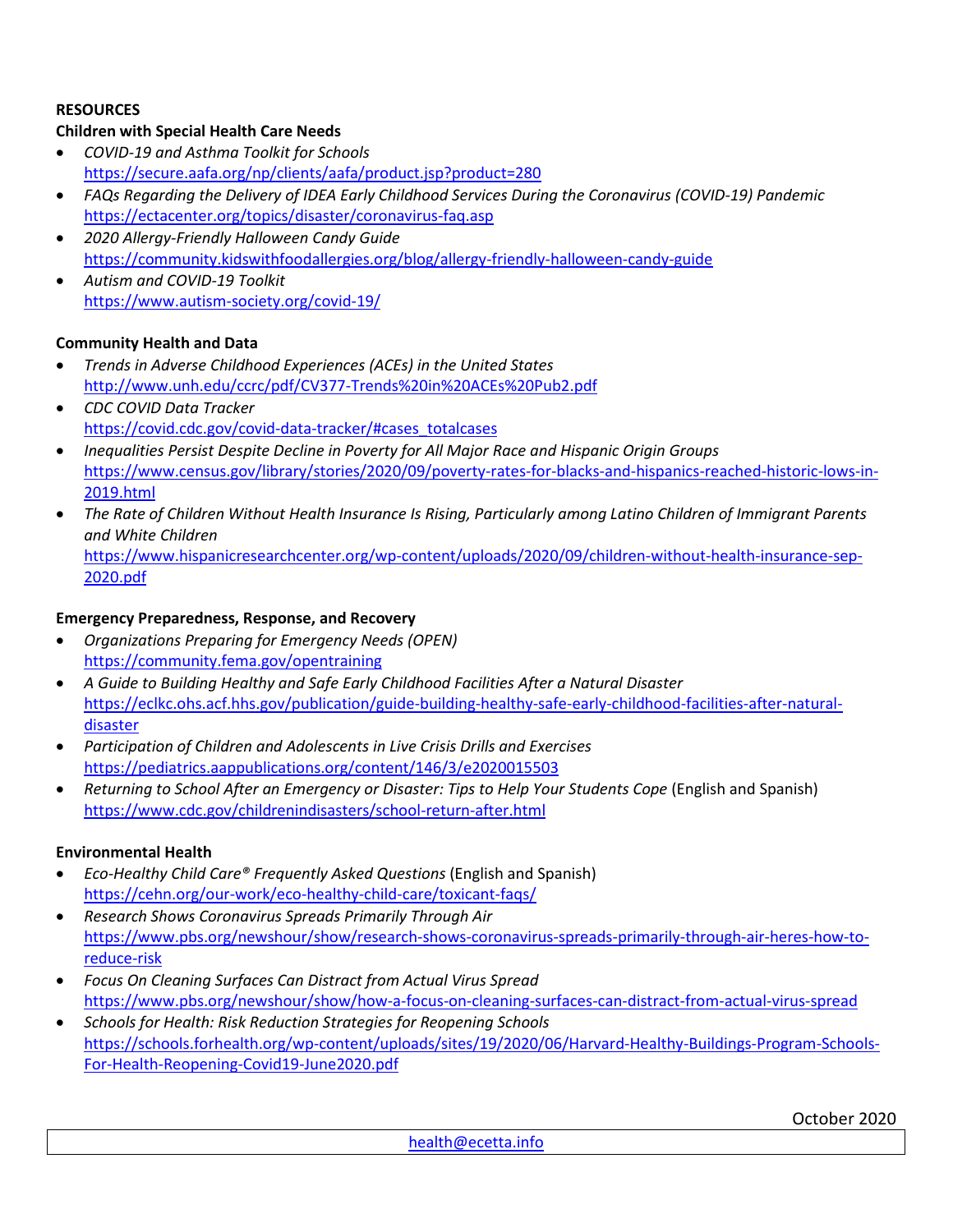**RESOURCES**

**Children with Special Health Care Needs**

- *COVID-19 and Asthma Toolkit for Schools*
  https://secure.aafa.org/np/clients/aafa/product.jsp?product=280
- *FAQs Regarding the Delivery of IDEA Early Childhood Services During the Coronavirus (COVID-19) Pandemic*
  https://ectacenter.org/topics/disaster/coronavirus-faq.asp
- *2020 Allergy-Friendly Halloween Candy Guide*
  https://community.kidswithfoodallergies.org/blog/allergy-friendly-halloween-candy-guide
- *Autism and COVID-19 Toolkit*
  https://www.autism-society.org/covid-19/

**Community Health and Data**

- *Trends in Adverse Childhood Experiences (ACEs) in the United States*
  http://www.unh.edu/ccrc/pdf/CV377-Trends%20in%20ACEs%20Pub2.pdf
- *CDC COVID Data Tracker*
  https://covid.cdc.gov/covid-data-tracker/#cases_totalcases
- *Inequalities Persist Despite Decline in Poverty for All Major Race and Hispanic Origin Groups*
  https://www.census.gov/library/stories/2020/09/poverty-rates-for-blacks-and-hispanics-reached-historic-lows-in-2019.html
- *The Rate of Children Without Health Insurance Is Rising, Particularly among Latino Children of Immigrant Parents and White Children*
  https://www.hispanicresearchcenter.org/wp-content/uploads/2020/09/children-without-health-insurance-sep-2020.pdf

**Emergency Preparedness, Response, and Recovery**

- *Organizations Preparing for Emergency Needs (OPEN)*
  https://community.fema.gov/opentraining
- *A Guide to Building Healthy and Safe Early Childhood Facilities After a Natural Disaster*
  https://eclkc.ohs.acf.hhs.gov/publication/guide-building-healthy-safe-early-childhood-facilities-after-natural-disaster
- *Participation of Children and Adolescents in Live Crisis Drills and Exercises*
  https://pediatrics.aappublications.org/content/146/3/e2020015503
- *Returning to School After an Emergency or Disaster: Tips to Help Your Students Cope* (English and Spanish)
  https://www.cdc.gov/childrenindisasters/school-return-after.html

**Environmental Health**

- *Eco-Healthy Child Care® Frequently Asked Questions* (English and Spanish)
  https://cehn.org/our-work/eco-healthy-child-care/toxicant-faqs/
- *Research Shows Coronavirus Spreads Primarily Through Air*
  https://www.pbs.org/newshour/show/research-shows-coronavirus-spreads-primarily-through-air-heres-how-to-reduce-risk
- *Focus On Cleaning Surfaces Can Distract from Actual Virus Spread*
  https://www.pbs.org/newshour/show/how-a-focus-on-cleaning-surfaces-can-distract-from-actual-virus-spread
- *Schools for Health: Risk Reduction Strategies for Reopening Schools*
  https://schools.forhealth.org/wp-content/uploads/sites/19/2020/06/Harvard-Healthy-Buildings-Program-Schools-For-Health-Reopening-Covid19-June2020.pdf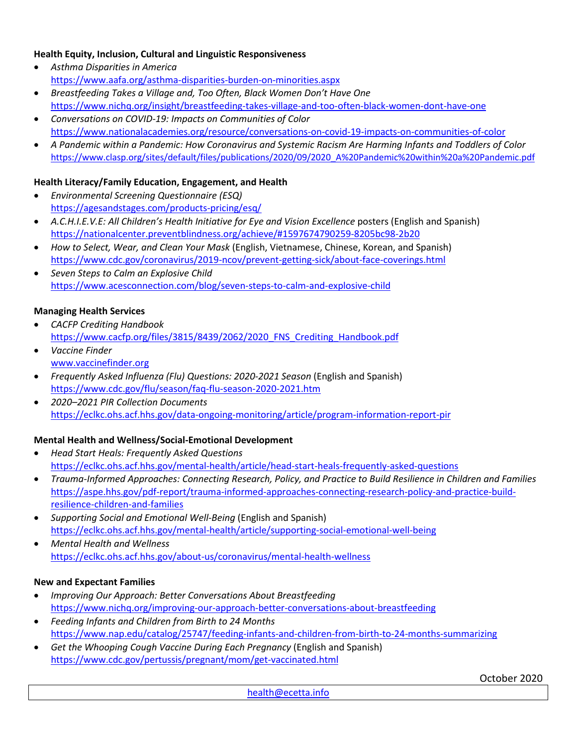**Health Equity, Inclusion, Cultural and Linguistic Responsiveness**

- *Asthma Disparities in America*
  https://www.aafa.org/asthma-disparities-burden-on-minorities.aspx
- *Breastfeeding Takes a Village and, Too Often, Black Women Don't Have One*
  https://www.nichq.org/insight/breastfeeding-takes-village-and-too-often-black-women-dont-have-one
- *Conversations on COVID-19: Impacts on Communities of Color*
  https://www.nationalacademies.org/resource/conversations-on-covid-19-impacts-on-communities-of-color
- *A Pandemic within a Pandemic: How Coronavirus and Systemic Racism Are Harming Infants and Toddlers of Color*
  https://www.clasp.org/sites/default/files/publications/2020/09/2020_A%20Pandemic%20within%20a%20Pandemic.pdf

**Health Literacy/Family Education, Engagement, and Health**

- *Environmental Screening Questionnaire (ESQ)*
  https://agesandstages.com/products-pricing/esq/
- *A.C.H.I.E.V.E: All Children's Health Initiative for Eye and Vision Excellence* posters (English and Spanish)
  https://nationalcenter.preventblindness.org/achieve/#1597674790259-8205bc98-2b20
- *How to Select, Wear, and Clean Your Mask* (English, Vietnamese, Chinese, Korean, and Spanish)
  https://www.cdc.gov/coronavirus/2019-ncov/prevent-getting-sick/about-face-coverings.html
- *Seven Steps to Calm an Explosive Child*
  https://www.acesconnection.com/blog/seven-steps-to-calm-and-explosive-child

**Managing Health Services**

- *CACFP Crediting Handbook*
  https://www.cacfp.org/files/3815/8439/2062/2020_FNS_Crediting_Handbook.pdf
- *Vaccine Finder*
  www.vaccinefinder.org
- *Frequently Asked Influenza (Flu) Questions: 2020-2021 Season* (English and Spanish)
  https://www.cdc.gov/flu/season/faq-flu-season-2020-2021.htm
- *2020–2021 PIR Collection Documents*
  https://eclkc.ohs.acf.hhs.gov/data-ongoing-monitoring/article/program-information-report-pir

**Mental Health and Wellness/Social-Emotional Development**

- *Head Start Heals: Frequently Asked Questions*
  https://eclkc.ohs.acf.hhs.gov/mental-health/article/head-start-heals-frequently-asked-questions
- *Trauma-Informed Approaches: Connecting Research, Policy, and Practice to Build Resilience in Children and Families*
  https://aspe.hhs.gov/pdf-report/trauma-informed-approaches-connecting-research-policy-and-practice-build-resilience-children-and-families
- *Supporting Social and Emotional Well-Being* (English and Spanish)
  https://eclkc.ohs.acf.hhs.gov/mental-health/article/supporting-social-emotional-well-being
- *Mental Health and Wellness*
  https://eclkc.ohs.acf.hhs.gov/about-us/coronavirus/mental-health-wellness

**New and Expectant Families**

- *Improving Our Approach: Better Conversations About Breastfeeding*
  https://www.nichq.org/improving-our-approach-better-conversations-about-breastfeeding
- *Feeding Infants and Children from Birth to 24 Months*
  https://www.nap.edu/catalog/25747/feeding-infants-and-children-from-birth-to-24-months-summarizing
- *Get the Whooping Cough Vaccine During Each Pregnancy* (English and Spanish)
  https://www.cdc.gov/pertussis/pregnant/mom/get-vaccinated.html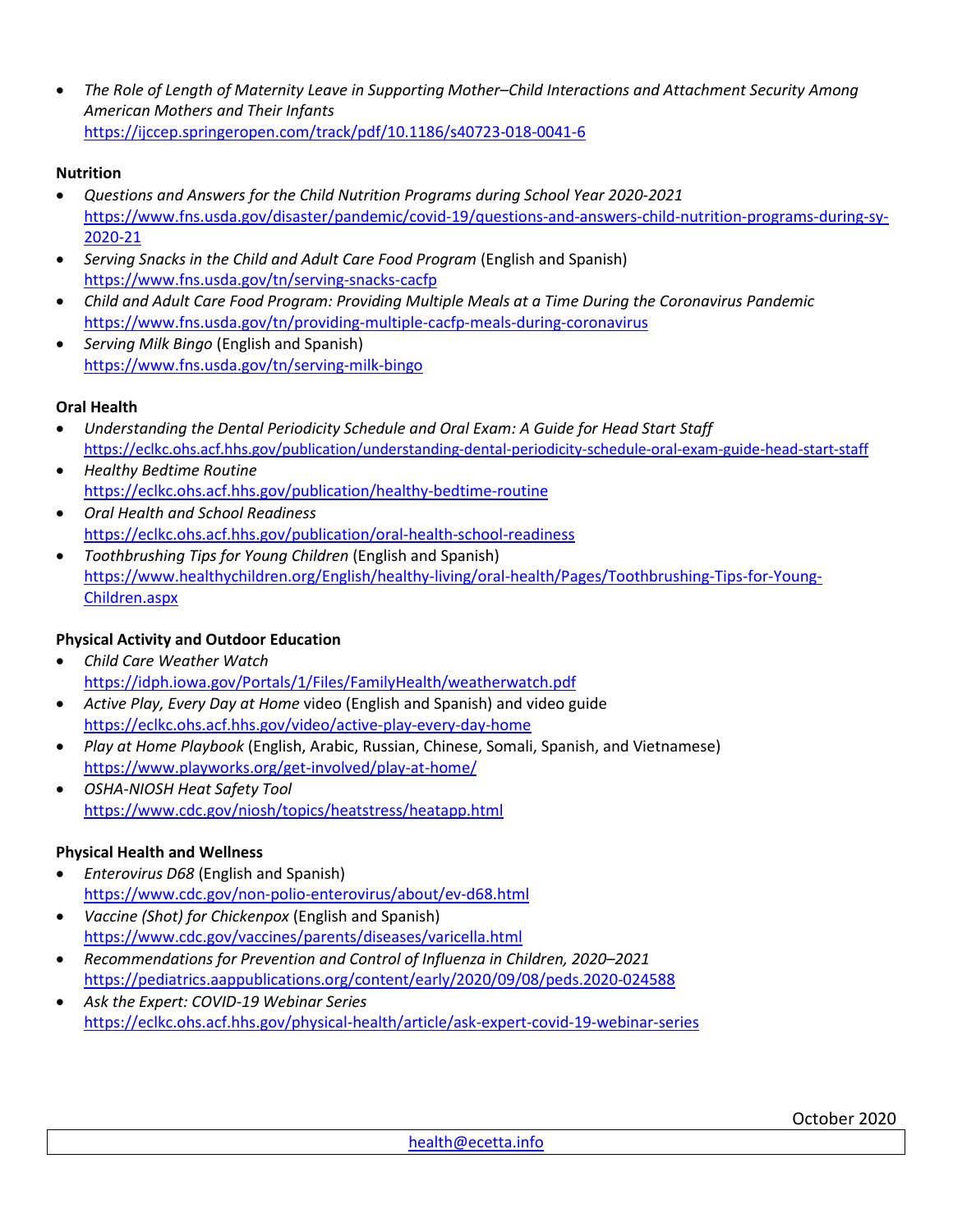- *The Role of Length of Maternity Leave in Supporting Mother–Child Interactions and Attachment Security Among American Mothers and Their Infants*
  https://ijccep.springeropen.com/track/pdf/10.1186/s40723-018-0041-6

**Nutrition**

- *Questions and Answers for the Child Nutrition Programs during School Year 2020-2021*
  https://www.fns.usda.gov/disaster/pandemic/covid-19/questions-and-answers-child-nutrition-programs-during-sy-2020-21
- *Serving Snacks in the Child and Adult Care Food Program* (English and Spanish)
  https://www.fns.usda.gov/tn/serving-snacks-cacfp
- *Child and Adult Care Food Program: Providing Multiple Meals at a Time During the Coronavirus Pandemic*
  https://www.fns.usda.gov/tn/providing-multiple-cacfp-meals-during-coronavirus
- *Serving Milk Bingo* (English and Spanish)
  https://www.fns.usda.gov/tn/serving-milk-bingo

**Oral Health**

- *Understanding the Dental Periodicity Schedule and Oral Exam: A Guide for Head Start Staff*
  https://eclkc.ohs.acf.hhs.gov/publication/understanding-dental-periodicity-schedule-oral-exam-guide-head-start-staff
- *Healthy Bedtime Routine*
  https://eclkc.ohs.acf.hhs.gov/publication/healthy-bedtime-routine
- *Oral Health and School Readiness*
  https://eclkc.ohs.acf.hhs.gov/publication/oral-health-school-readiness
- *Toothbrushing Tips for Young Children* (English and Spanish)
  https://www.healthychildren.org/English/healthy-living/oral-health/Pages/Toothbrushing-Tips-for-Young-Children.aspx

**Physical Activity and Outdoor Education**

- *Child Care Weather Watch*
  https://idph.iowa.gov/Portals/1/Files/FamilyHealth/weatherwatch.pdf
- *Active Play, Every Day at Home* video (English and Spanish) and video guide
  https://eclkc.ohs.acf.hhs.gov/video/active-play-every-day-home
- *Play at Home Playbook* (English, Arabic, Russian, Chinese, Somali, Spanish, and Vietnamese)
  https://www.playworks.org/get-involved/play-at-home/
- *OSHA-NIOSH Heat Safety Tool*
  https://www.cdc.gov/niosh/topics/heatstress/heatapp.html

**Physical Health and Wellness**

- *Enterovirus D68* (English and Spanish)
  https://www.cdc.gov/non-polio-enterovirus/about/ev-d68.html
- *Vaccine (Shot) for Chickenpox* (English and Spanish)
  https://www.cdc.gov/vaccines/parents/diseases/varicella.html
- *Recommendations for Prevention and Control of Influenza in Children, 2020–2021*
  https://pediatrics.aappublications.org/content/early/2020/09/08/peds.2020-024588
- *Ask the Expert: COVID-19 Webinar Series*
  https://eclkc.ohs.acf.hhs.gov/physical-health/article/ask-expert-covid-19-webinar-series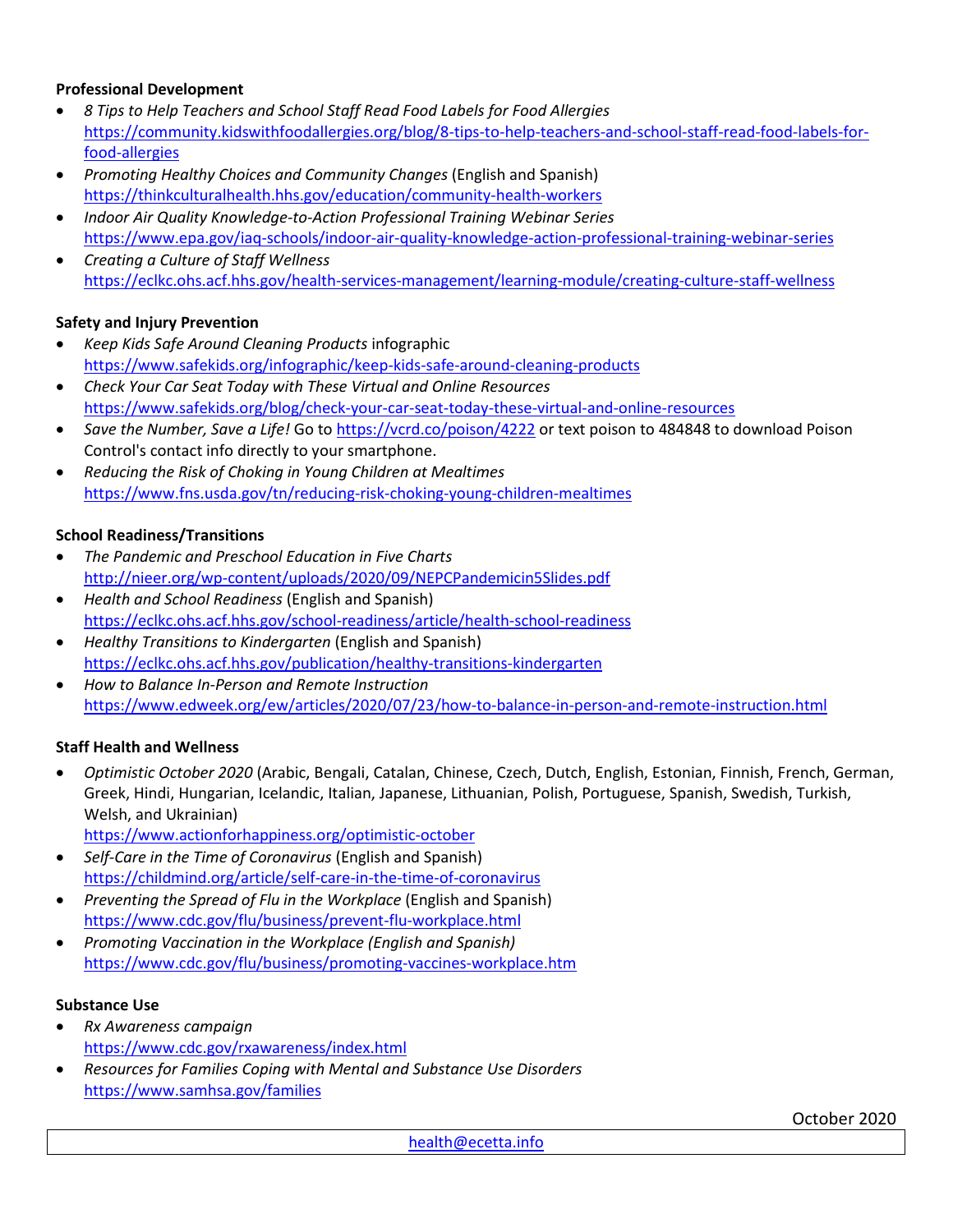**Professional Development**

- *8 Tips to Help Teachers and School Staff Read Food Labels for Food Allergies*
  https://community.kidswithfoodallergies.org/blog/8-tips-to-help-teachers-and-school-staff-read-food-labels-for-food-allergies
- *Promoting Healthy Choices and Community Changes* (English and Spanish)
  https://thinkculturalhealth.hhs.gov/education/community-health-workers
- *Indoor Air Quality Knowledge-to-Action Professional Training Webinar Series*
  https://www.epa.gov/iaq-schools/indoor-air-quality-knowledge-action-professional-training-webinar-series
- *Creating a Culture of Staff Wellness*
  https://eclkc.ohs.acf.hhs.gov/health-services-management/learning-module/creating-culture-staff-wellness

**Safety and Injury Prevention**

- *Keep Kids Safe Around Cleaning Products* infographic
  https://www.safekids.org/infographic/keep-kids-safe-around-cleaning-products
- *Check Your Car Seat Today with These Virtual and Online Resources*
  https://www.safekids.org/blog/check-your-car-seat-today-these-virtual-and-online-resources
- *Save the Number, Save a Life!* Go to https://vcrd.co/poison/4222 or text poison to 484848 to download Poison Control's contact info directly to your smartphone.
- *Reducing the Risk of Choking in Young Children at Mealtimes*
  https://www.fns.usda.gov/tn/reducing-risk-choking-young-children-mealtimes

**School Readiness/Transitions**

- *The Pandemic and Preschool Education in Five Charts*
  http://nieer.org/wp-content/uploads/2020/09/NEPCPandemicin5Slides.pdf
- *Health and School Readiness* (English and Spanish)
  https://eclkc.ohs.acf.hhs.gov/school-readiness/article/health-school-readiness
- *Healthy Transitions to Kindergarten* (English and Spanish)
  https://eclkc.ohs.acf.hhs.gov/publication/healthy-transitions-kindergarten
- *How to Balance In-Person and Remote Instruction*
  https://www.edweek.org/ew/articles/2020/07/23/how-to-balance-in-person-and-remote-instruction.html

**Staff Health and Wellness**

- *Optimistic October 2020* (Arabic, Bengali, Catalan, Chinese, Czech, Dutch, English, Estonian, Finnish, French, German, Greek, Hindi, Hungarian, Icelandic, Italian, Japanese, Lithuanian, Polish, Portuguese, Spanish, Swedish, Turkish, Welsh, and Ukrainian)
  https://www.actionforhappiness.org/optimistic-october
- *Self-Care in the Time of Coronavirus* (English and Spanish)
  https://childmind.org/article/self-care-in-the-time-of-coronavirus
- *Preventing the Spread of Flu in the Workplace* (English and Spanish)
  https://www.cdc.gov/flu/business/prevent-flu-workplace.html
- *Promoting Vaccination in the Workplace (English and Spanish)*
  https://www.cdc.gov/flu/business/promoting-vaccines-workplace.htm

**Substance Use**

- *Rx Awareness campaign*
  https://www.cdc.gov/rxawareness/index.html
- *Resources for Families Coping with Mental and Substance Use Disorders*
  https://www.samhsa.gov/families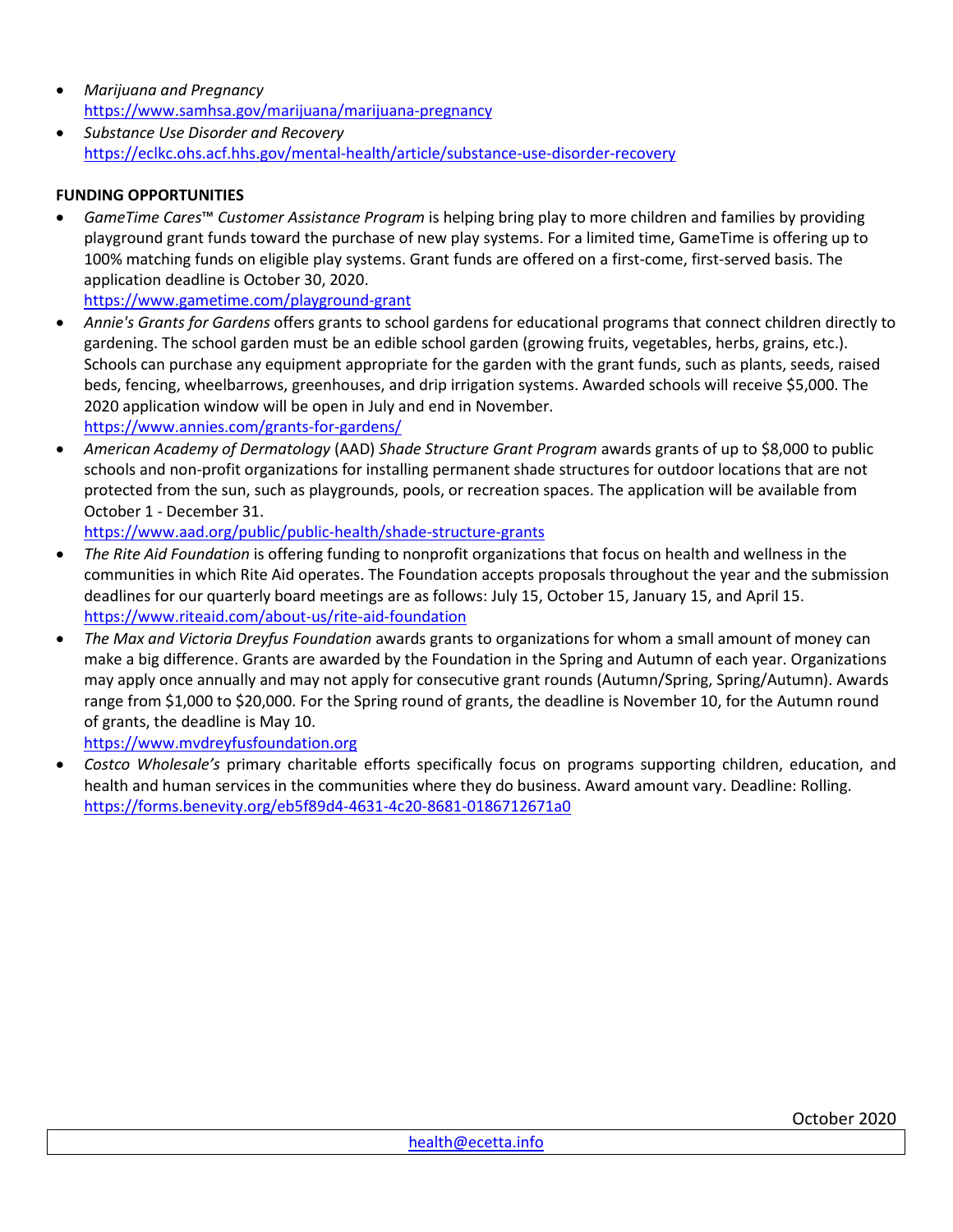- *Marijuana and Pregnancy*
  https://www.samhsa.gov/marijuana/marijuana-pregnancy
- *Substance Use Disorder and Recovery*
  https://eclkc.ohs.acf.hhs.gov/mental-health/article/substance-use-disorder-recovery

**FUNDING OPPORTUNITIES**

- *GameTime Cares™ Customer Assistance Program* is helping bring play to more children and families by providing playground grant funds toward the purchase of new play systems. For a limited time, GameTime is offering up to 100% matching funds on eligible play systems. Grant funds are offered on a first-come, first-served basis. The application deadline is October 30, 2020.
  https://www.gametime.com/playground-grant
- *Annie's Grants for Gardens* offers grants to school gardens for educational programs that connect children directly to gardening. The school garden must be an edible school garden (growing fruits, vegetables, herbs, grains, etc.). Schools can purchase any equipment appropriate for the garden with the grant funds, such as plants, seeds, raised beds, fencing, wheelbarrows, greenhouses, and drip irrigation systems. Awarded schools will receive $5,000. The 2020 application window will be open in July and end in November.
  https://www.annies.com/grants-for-gardens/
- *American Academy of Dermatology* (AAD) *Shade Structure Grant Program* awards grants of up to $8,000 to public schools and non-profit organizations for installing permanent shade structures for outdoor locations that are not protected from the sun, such as playgrounds, pools, or recreation spaces. The application will be available from October 1 - December 31.
  https://www.aad.org/public/public-health/shade-structure-grants
- *The Rite Aid Foundation* is offering funding to nonprofit organizations that focus on health and wellness in the communities in which Rite Aid operates. The Foundation accepts proposals throughout the year and the submission deadlines for our quarterly board meetings are as follows: July 15, October 15, January 15, and April 15.
  https://www.riteaid.com/about-us/rite-aid-foundation
- *The Max and Victoria Dreyfus Foundation* awards grants to organizations for whom a small amount of money can make a big difference. Grants are awarded by the Foundation in the Spring and Autumn of each year. Organizations may apply once annually and may not apply for consecutive grant rounds (Autumn/Spring, Spring/Autumn). Awards range from $1,000 to $20,000. For the Spring round of grants, the deadline is November 10, for the Autumn round of grants, the deadline is May 10.
  https://www.mvdreyfusfoundation.org
- *Costco Wholesale's* primary charitable efforts specifically focus on programs supporting children, education, and health and human services in the communities where they do business. Award amount vary. Deadline: Rolling.
  https://forms.benevity.org/eb5f89d4-4631-4c20-8681-0186712671a0

October 2020

health@ecetta.info